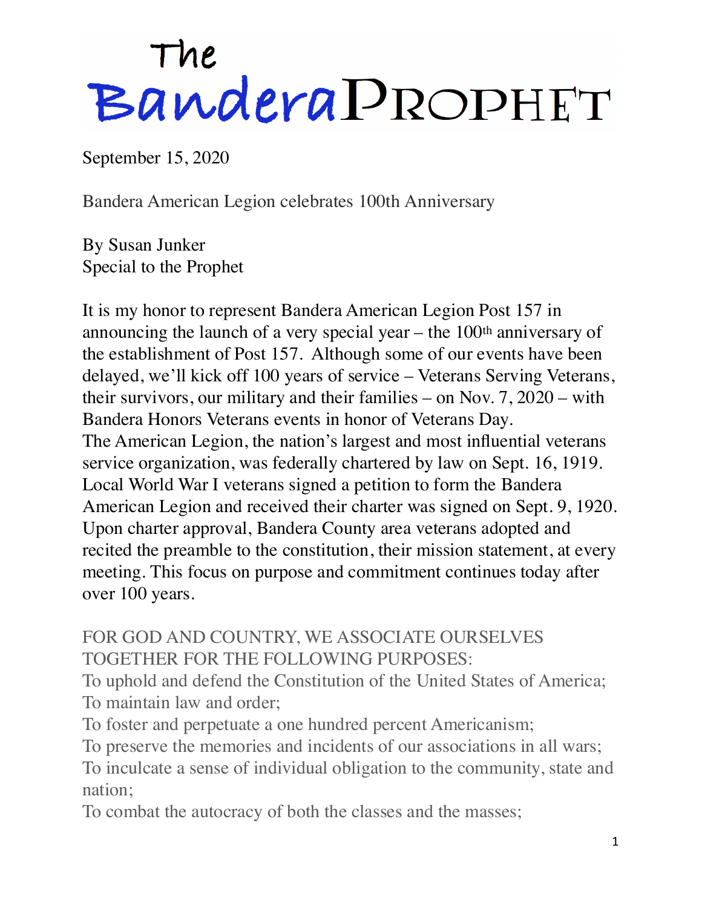# The BanderaProphet

September 15, 2020

## Bandera American Legion celebrates 100th Anniversary

By Susan Junker
Special to the Prophet

It is my honor to represent Bandera American Legion Post 157 in announcing the launch of a very special year – the 100th anniversary of the establishment of Post 157. Although some of our events have been delayed, we'll kick off 100 years of service – Veterans Serving Veterans, their survivors, our military and their families – on Nov. 7, 2020 – with Bandera Honors Veterans events in honor of Veterans Day.

The American Legion, the nation's largest and most influential veterans service organization, was federally chartered by law on Sept. 16, 1919. Local World War I veterans signed a petition to form the Bandera American Legion and received their charter was signed on Sept. 9, 1920. Upon charter approval, Bandera County area veterans adopted and recited the preamble to the constitution, their mission statement, at every meeting. This focus on purpose and commitment continues today after over 100 years.

FOR GOD AND COUNTRY, WE ASSOCIATE OURSELVES TOGETHER FOR THE FOLLOWING PURPOSES:
To uphold and defend the Constitution of the United States of America;
To maintain law and order;
To foster and perpetuate a one hundred percent Americanism;
To preserve the memories and incidents of our associations in all wars;
To inculcate a sense of individual obligation to the community, state and nation;
To combat the autocracy of both the classes and the masses;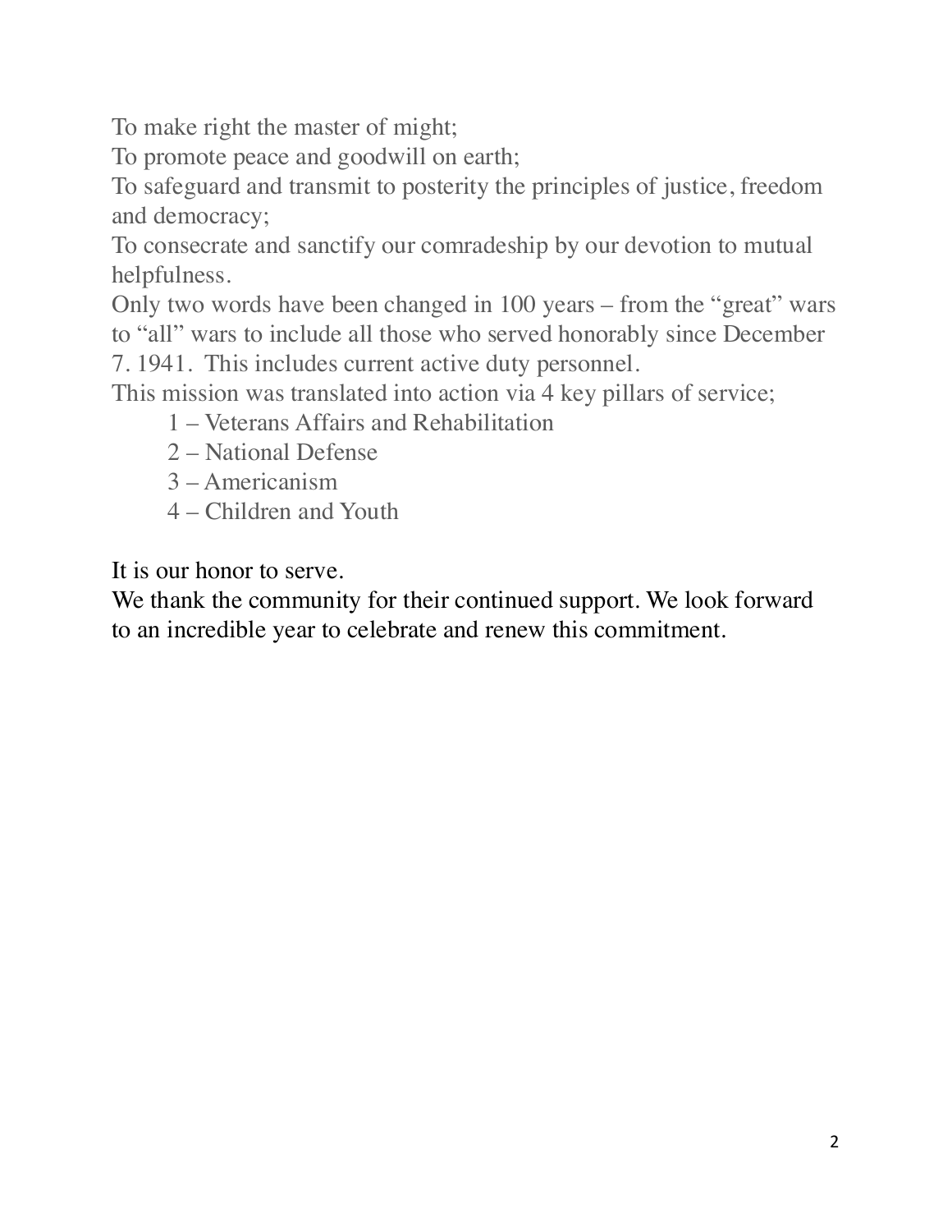To make right the master of might;
To promote peace and goodwill on earth;
To safeguard and transmit to posterity the principles of justice, freedom and democracy;
To consecrate and sanctify our comradeship by our devotion to mutual helpfulness.

Only two words have been changed in 100 years – from the "great" wars to "all" wars to include all those who served honorably since December 7. 1941. This includes current active duty personnel.

This mission was translated into action via 4 key pillars of service;

1 – Veterans Affairs and Rehabilitation
2 – National Defense
3 – Americanism
4 – Children and Youth

It is our honor to serve.
We thank the community for their continued support. We look forward to an incredible year to celebrate and renew this commitment.